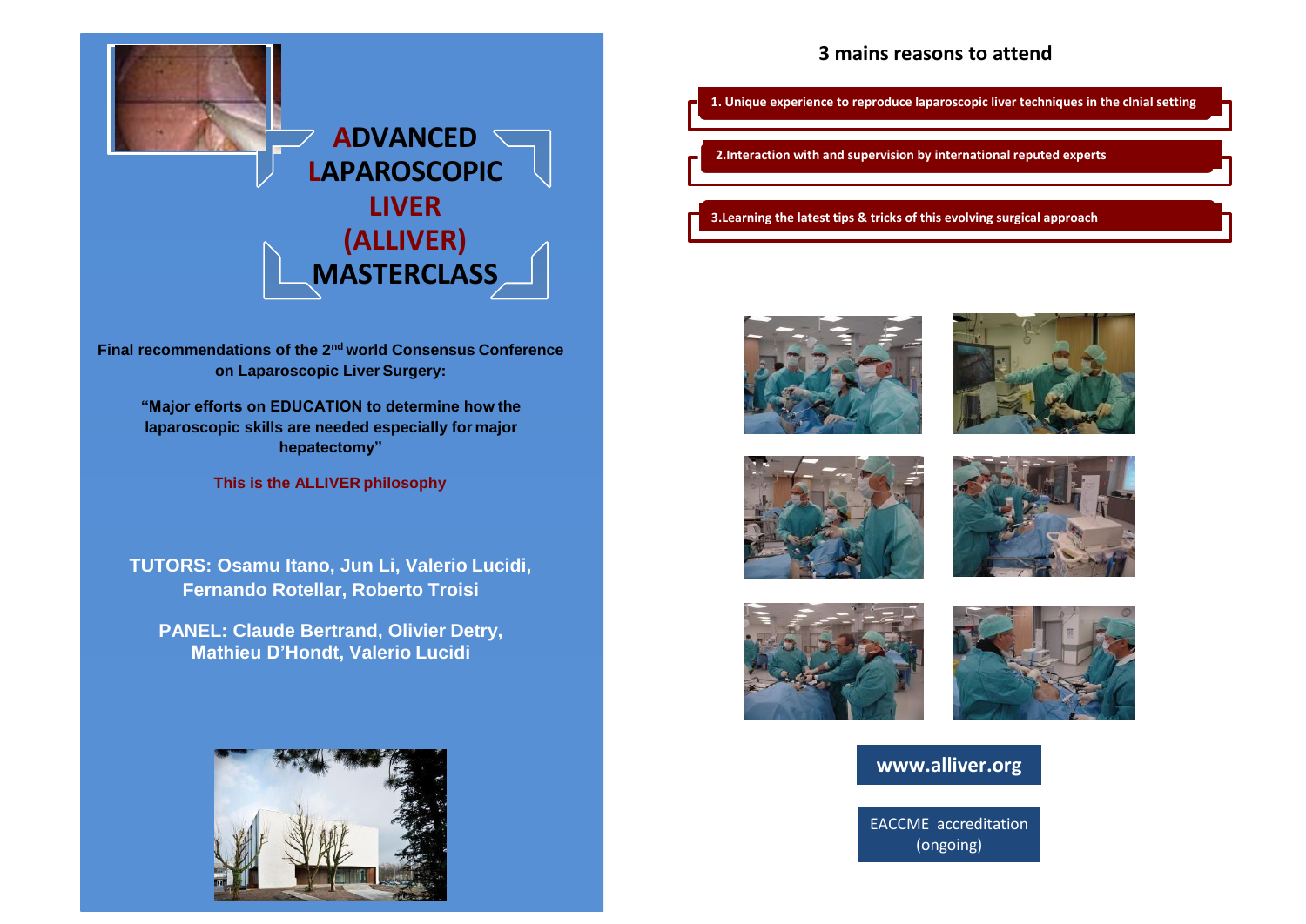# ADVANCED LAPAROSCOPIC LIVER (ALLIVER) MASTERCLASS

**Final recommendations of the 2nd world Consensus Conference on Laparoscopic Liver Surgery:**

**"Major efforts on EDUCATION to determine how the laparoscopic skills are needed especially for major hepatectomy"**

**This is the ALLIVER philosophy**

**TUTORS: Osamu Itano, Jun Li, Valerio Lucidi, Fernando Rotellar, Roberto Troisi**

**PANEL: Claude Bertrand, Olivier Detry, Mathieu D'Hondt, Valerio Lucidi**

## 3 mains reasons to attend

1. **Unique experience to reproduce laparoscopic liver techniques in the clnial setting**
2. **Interaction with and supervision by international reputed experts**
3. **Learning the latest tips & tricks of this evolving surgical approach**

**www.alliver.org**

EACCME accreditation (ongoing)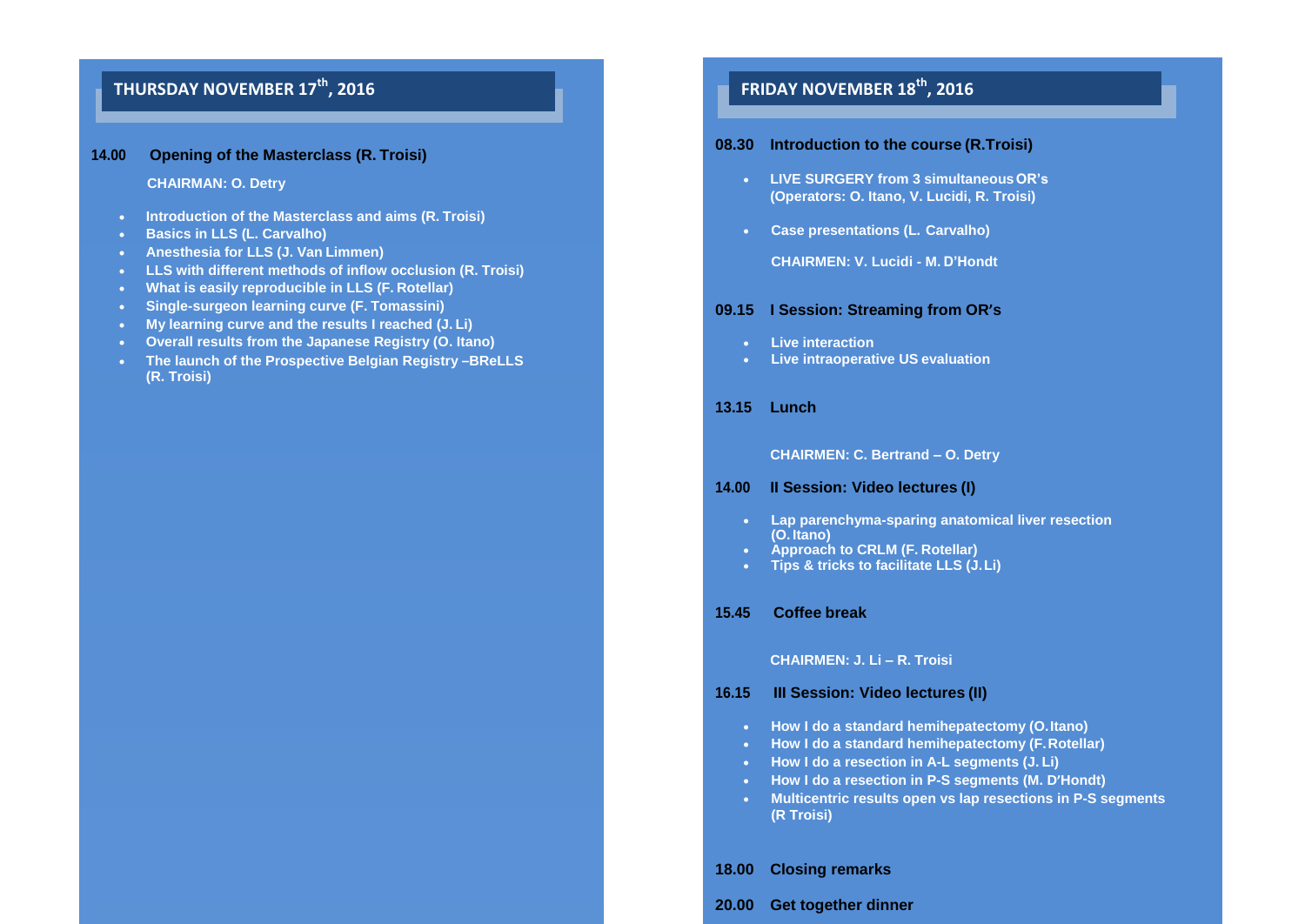## THURSDAY NOVEMBER 17th, 2016

**14.00 Opening of the Masterclass (R. Troisi)**

**CHAIRMAN: O. Detry**

- Introduction of the Masterclass and aims (R. Troisi)
- Basics in LLS (L. Carvalho)
- Anesthesia for LLS (J. Van Limmen)
- LLS with different methods of inflow occlusion (R. Troisi)
- What is easily reproducible in LLS (F. Rotellar)
- Single-surgeon learning curve (F. Tomassini)
- My learning curve and the results I reached (J. Li)
- Overall results from the Japanese Registry (O. Itano)
- The launch of the Prospective Belgian Registry –BReLLS (R. Troisi)

## FRIDAY NOVEMBER 18th, 2016

**08.30 Introduction to the course (R.Troisi)**

- LIVE SURGERY from 3 simultaneous OR's (Operators: O. Itano, V. Lucidi, R. Troisi)
- Case presentations (L. Carvalho)

**CHAIRMEN: V. Lucidi - M. D'Hondt**

**09.15 I Session: Streaming from OR's**

- Live interaction
- Live intraoperative US evaluation

**13.15 Lunch**

**CHAIRMEN: C. Bertrand – O. Detry**

**14.00 II Session: Video lectures (I)**

- Lap parenchyma-sparing anatomical liver resection (O. Itano)
- Approach to CRLM (F. Rotellar)
- Tips & tricks to facilitate LLS (J. Li)

**15.45 Coffee break**

**CHAIRMEN: J. Li – R. Troisi**

**16.15 III Session: Video lectures (II)**

- How I do a standard hemihepatectomy (O. Itano)
- How I do a standard hemihepatectomy (F. Rotellar)
- How I do a resection in A-L segments (J. Li)
- How I do a resection in P-S segments (M. D'Hondt)
- Multicentric results open vs lap resections in P-S segments (R Troisi)

**18.00 Closing remarks**

**20.00 Get together dinner**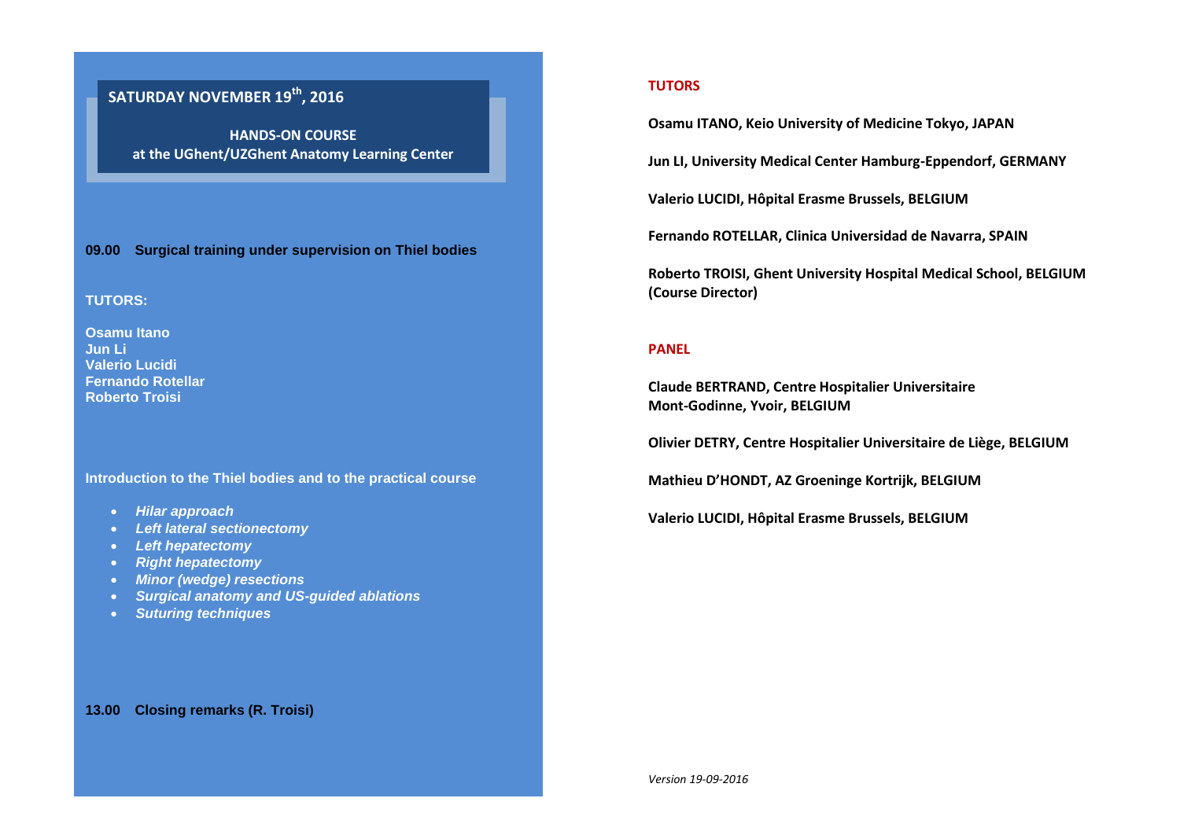## SATURDAY NOVEMBER 19th, 2016

**HANDS-ON COURSE**
**at the UGhent/UZGhent Anatomy Learning Center**

**09.00 Surgical training under supervision on Thiel bodies**

**TUTORS:**

**Osamu Itano**
**Jun Li**
**Valerio Lucidi**
**Fernando Rotellar**
**Roberto Troisi**

**Introduction to the Thiel bodies and to the practical course**

- ***Hilar approach***
- ***Left lateral sectionectomy***
- ***Left hepatectomy***
- ***Right hepatectomy***
- ***Minor (wedge) resections***
- ***Surgical anatomy and US-guided ablations***
- ***Suturing techniques***

**13.00 Closing remarks (R. Troisi)**

### TUTORS

**Osamu ITANO, Keio University of Medicine Tokyo, JAPAN**

**Jun LI, University Medical Center Hamburg-Eppendorf, GERMANY**

**Valerio LUCIDI, Hôpital Erasme Brussels, BELGIUM**

**Fernando ROTELLAR, Clinica Universidad de Navarra, SPAIN**

**Roberto TROISI, Ghent University Hospital Medical School, BELGIUM (Course Director)**

### PANEL

**Claude BERTRAND, Centre Hospitalier Universitaire Mont-Godinne, Yvoir, BELGIUM**

**Olivier DETRY, Centre Hospitalier Universitaire de Liège, BELGIUM**

**Mathieu D'HONDT, AZ Groeninge Kortrijk, BELGIUM**

**Valerio LUCIDI, Hôpital Erasme Brussels, BELGIUM**

*Version 19-09-2016*